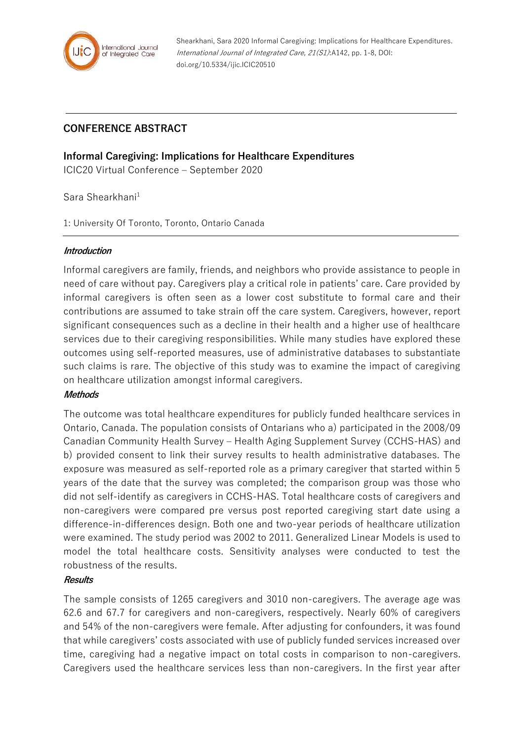Shearkhani, Sara 2020 Informal Caregiving: Implications for Healthcare Expenditures. *International Journal of Integrated Care, 21(S1)*:A142, pp. 1-8, DOI: doi.org/10.5334/ijic.ICIC20510

## CONFERENCE ABSTRACT

# Informal Caregiving: Implications for Healthcare Expenditures

ICIC20 Virtual Conference – September 2020

Sara Shearkhani[1]

1: University Of Toronto, Toronto, Ontario Canada

### *Introduction*

Informal caregivers are family, friends, and neighbors who provide assistance to people in need of care without pay. Caregivers play a critical role in patients' care. Care provided by informal caregivers is often seen as a lower cost substitute to formal care and their contributions are assumed to take strain off the care system. Caregivers, however, report significant consequences such as a decline in their health and a higher use of healthcare services due to their caregiving responsibilities. While many studies have explored these outcomes using self-reported measures, use of administrative databases to substantiate such claims is rare. The objective of this study was to examine the impact of caregiving on healthcare utilization amongst informal caregivers.

### *Methods*

The outcome was total healthcare expenditures for publicly funded healthcare services in Ontario, Canada. The population consists of Ontarians who a) participated in the 2008/09 Canadian Community Health Survey – Health Aging Supplement Survey (CCHS-HAS) and b) provided consent to link their survey results to health administrative databases. The exposure was measured as self-reported role as a primary caregiver that started within 5 years of the date that the survey was completed; the comparison group was those who did not self-identify as caregivers in CCHS-HAS. Total healthcare costs of caregivers and non-caregivers were compared pre versus post reported caregiving start date using a difference-in-differences design. Both one and two-year periods of healthcare utilization were examined. The study period was 2002 to 2011. Generalized Linear Models is used to model the total healthcare costs. Sensitivity analyses were conducted to test the robustness of the results.

### *Results*

The sample consists of 1265 caregivers and 3010 non-caregivers. The average age was 62.6 and 67.7 for caregivers and non-caregivers, respectively. Nearly 60% of caregivers and 54% of the non-caregivers were female. After adjusting for confounders, it was found that while caregivers' costs associated with use of publicly funded services increased over time, caregiving had a negative impact on total costs in comparison to non-caregivers. Caregivers used the healthcare services less than non-caregivers. In the first year after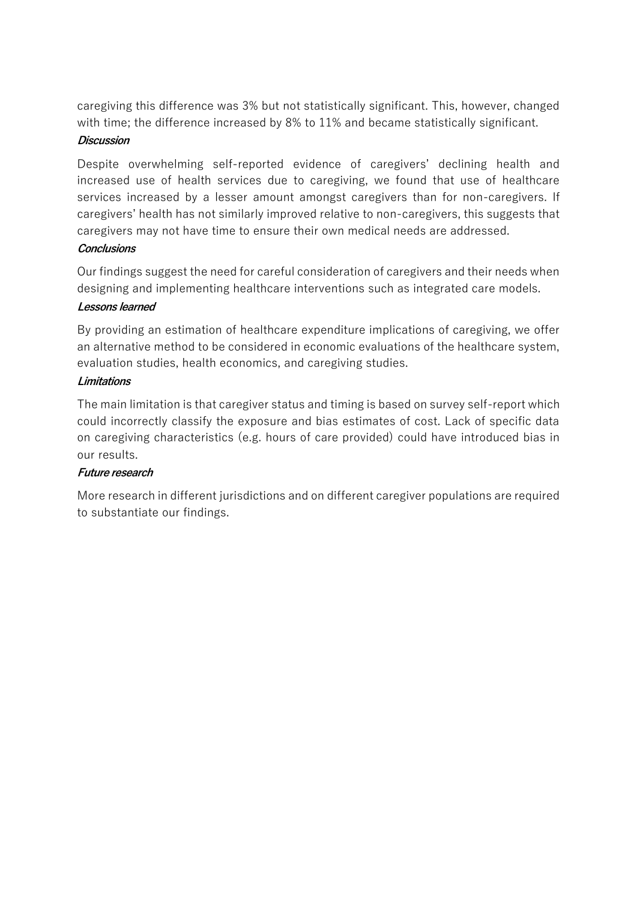caregiving this difference was 3% but not statistically significant. This, however, changed with time; the difference increased by 8% to 11% and became statistically significant.

***Discussion***

Despite overwhelming self-reported evidence of caregivers' declining health and increased use of health services due to caregiving, we found that use of healthcare services increased by a lesser amount amongst caregivers than for non-caregivers. If caregivers' health has not similarly improved relative to non-caregivers, this suggests that caregivers may not have time to ensure their own medical needs are addressed.

***Conclusions***

Our findings suggest the need for careful consideration of caregivers and their needs when designing and implementing healthcare interventions such as integrated care models.

***Lessons learned***

By providing an estimation of healthcare expenditure implications of caregiving, we offer an alternative method to be considered in economic evaluations of the healthcare system, evaluation studies, health economics, and caregiving studies.

***Limitations***

The main limitation is that caregiver status and timing is based on survey self-report which could incorrectly classify the exposure and bias estimates of cost. Lack of specific data on caregiving characteristics (e.g. hours of care provided) could have introduced bias in our results.

***Future research***

More research in different jurisdictions and on different caregiver populations are required to substantiate our findings.